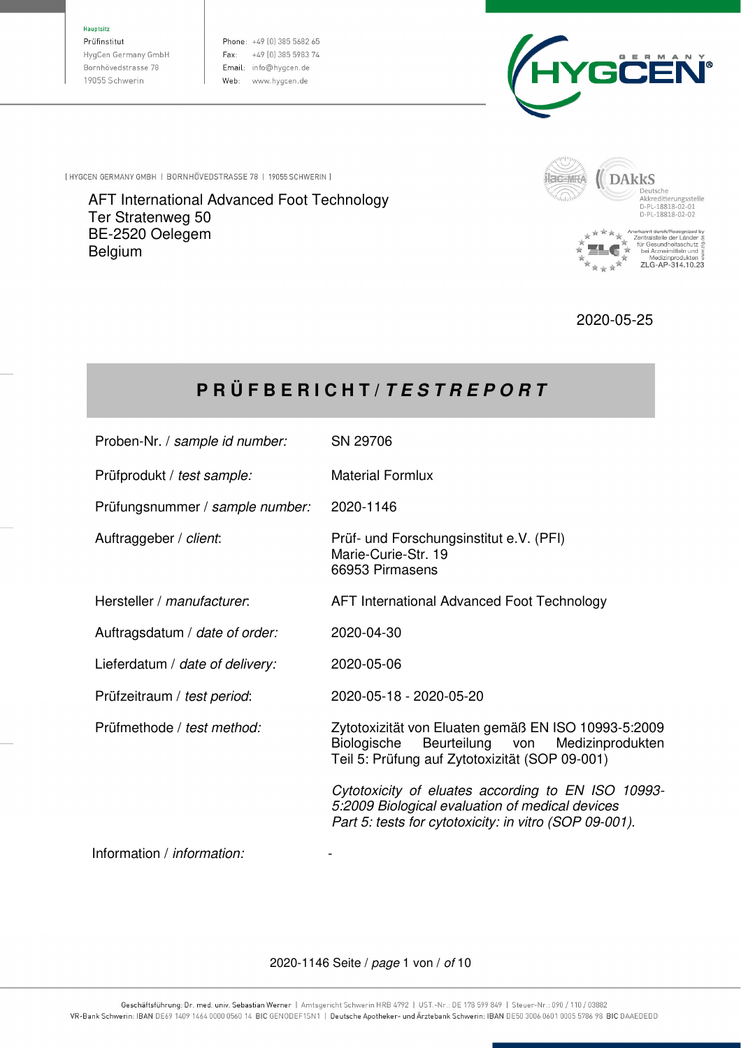Hauptsitz
Prüfinstitut
HygCen Germany GmbH
Bornhövedstrasse 78
19055 Schwerin

Phone: +49 (0) 385 5682 65
Fax: +49 (0) 385 5983 74
Email: info@hygcen.de
Web: www.hygcen.de

[ HYGCEN GERMANY GMBH | BORNHÖVEDSTRASSE 78 | 19055 SCHWERIN ]

AFT International Advanced Foot Technology
Ter Stratenweg 50
BE-2520 Oelegem
Belgium

DAkkS Deutsche Akkreditierungsstelle D-PL-18818-02-01 D-PL-18818-02-02

Anerkannt durch/Recognized by Zentralstelle der Länder für Gesundheitsschutz bei Arzneimitteln und Medizinprodukten ZLG-AP-314.10.23

2020-05-25

# PRÜFBERICHT / *TESTREPORT*

| | |
|---|---|
| Proben-Nr. / *sample id number:* | SN 29706 |
| Prüfprodukt / *test sample:* | Material Formlux |
| Prüfungsnummer / *sample number:* | 2020-1146 |
| Auftraggeber / *client*: | Prüf- und Forschungsinstitut e.V. (PFI)<br>Marie-Curie-Str. 19<br>66953 Pirmasens |
| Hersteller / *manufacturer*: | AFT International Advanced Foot Technology |
| Auftragsdatum / *date of order:* | 2020-04-30 |
| Lieferdatum / *date of delivery:* | 2020-05-06 |
| Prüfzeitraum / *test period*: | 2020-05-18 - 2020-05-20 |
| Prüfmethode / *test method:* | Zytotoxizität von Eluaten gemäß EN ISO 10993-5:2009 Biologische Beurteilung von Medizinprodukten Teil 5: Prüfung auf Zytotoxizität (SOP 09-001)<br><br>*Cytotoxicity of eluates according to EN ISO 10993-5:2009 Biological evaluation of medical devices Part 5: tests for cytotoxicity: in vitro (SOP 09-001).* |
| Information / *information:* | - |

Geschäftsführung: Dr. med. univ. Sebastian Werner | Amtsgericht Schwerin HRB 4792 | UST.-Nr.: DE 178 599 849 | Steuer-Nr.: 090 / 110 / 03882
VR-Bank Schwerin: IBAN DE69 1409 1464 0000 0560 14 BIC GENODEF1SN1 | Deutsche Apotheker- und Ärztebank Schwerin: IBAN DE50 3006 0601 0005 5786 98 BIC DAAEDEDD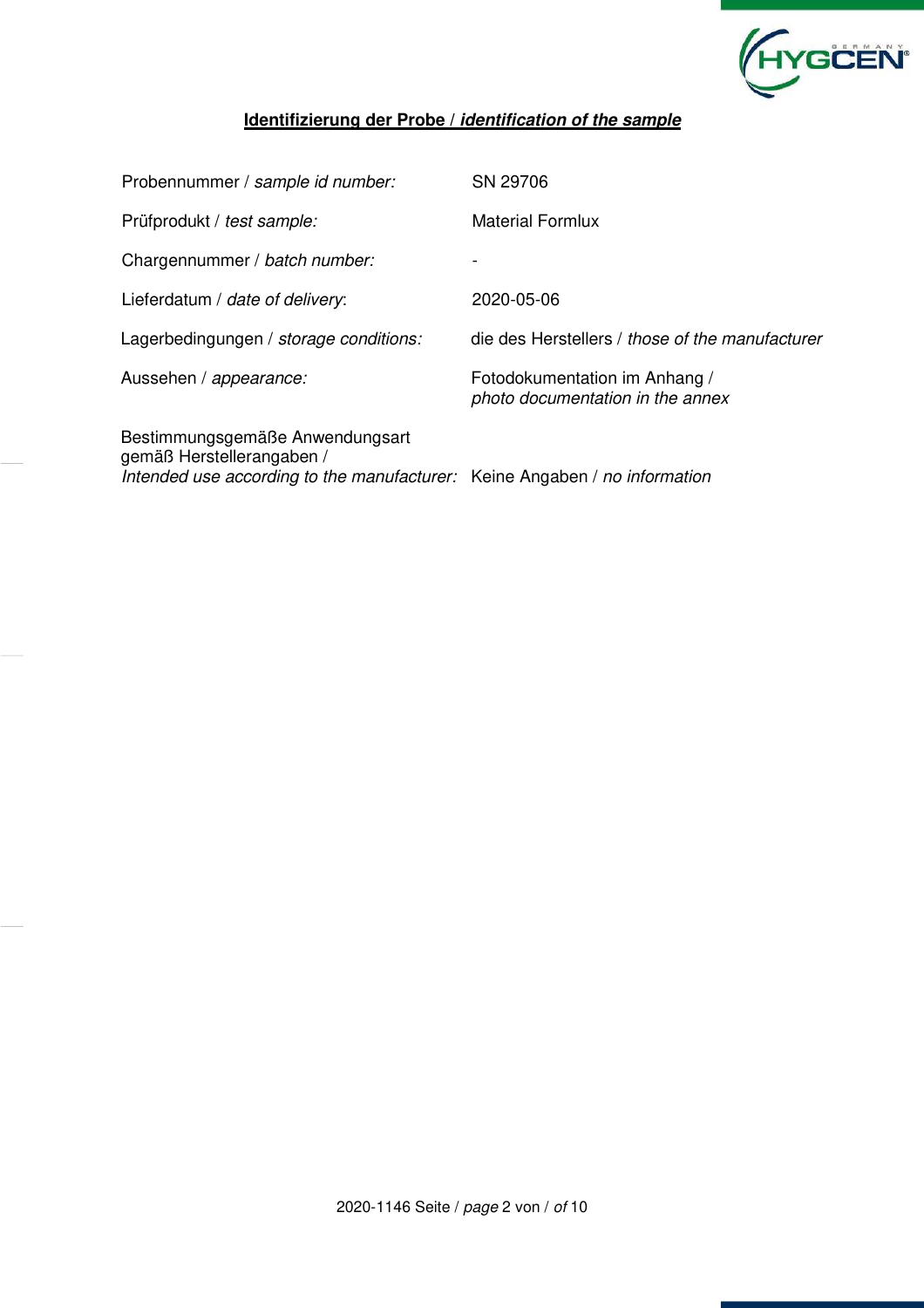## **Identifizierung der Probe / *identification of the sample***

| | |
|---|---|
| Probennummer / *sample id number:* | SN 29706 |
| Prüfprodukt / *test sample:* | Material Formlux |
| Chargennummer / *batch number:* | - |
| Lieferdatum / *date of delivery*: | 2020-05-06 |
| Lagerbedingungen / *storage conditions:* | die des Herstellers / *those of the manufacturer* |
| Aussehen / *appearance:* | Fotodokumentation im Anhang / *photo documentation in the annex* |
| Bestimmungsgemäße Anwendungsart gemäß Herstellerangaben / *Intended use according to the manufacturer:* | Keine Angaben / *no information* |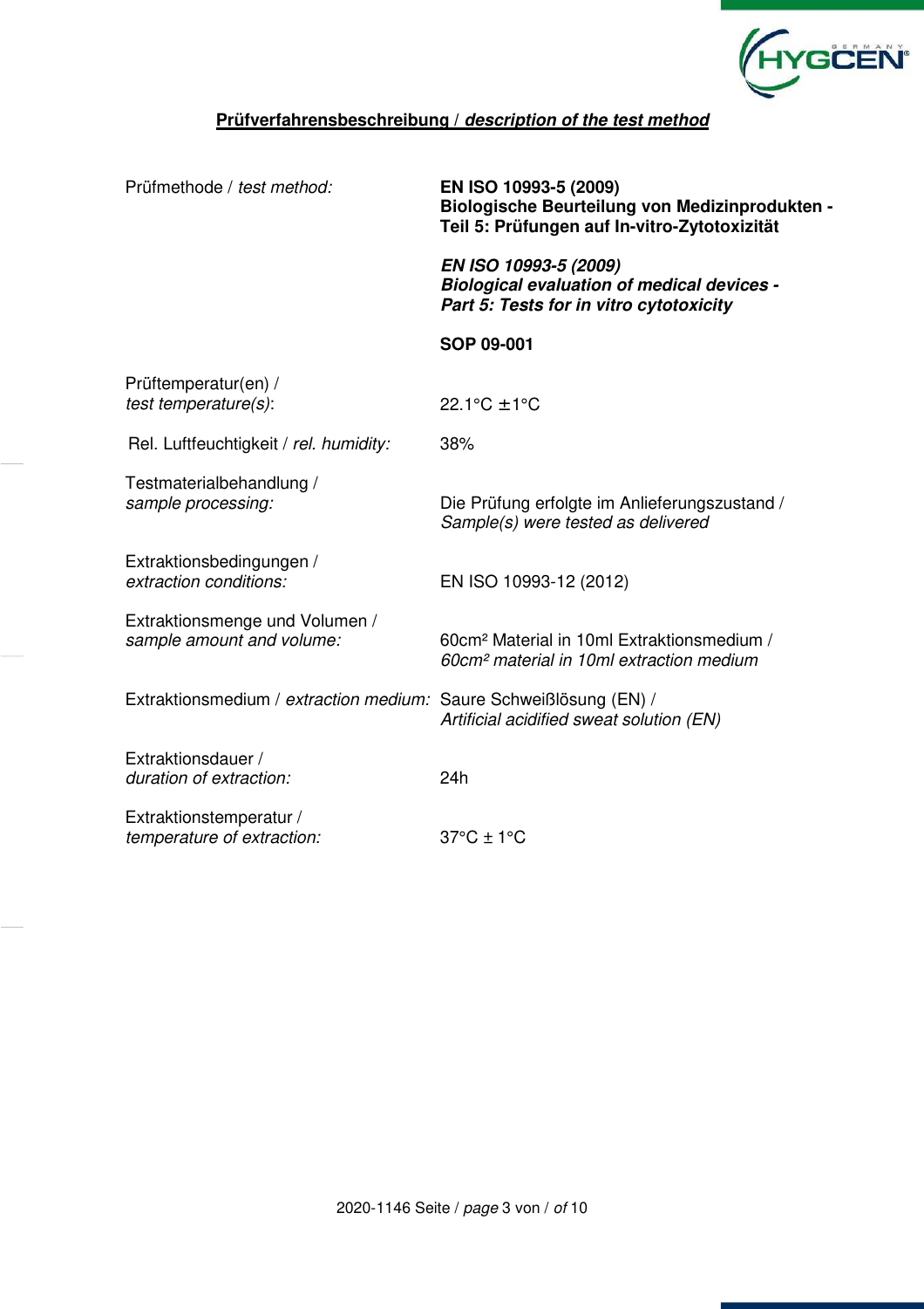## **Prüfverfahrensbeschreibung / *description of the test method***

| | |
|---|---|
| Prüfmethode / *test method:* | **EN ISO 10993-5 (2009)**<br>**Biologische Beurteilung von Medizinprodukten - Teil 5: Prüfungen auf In-vitro-Zytotoxizität**<br><br>***EN ISO 10993-5 (2009)***<br>***Biological evaluation of medical devices - Part 5: Tests for in vitro cytotoxicity***<br><br>**SOP 09-001** |
| Prüftemperatur(en) / *test temperature(s)*: | 22.1°C ±1°C |
| Rel. Luftfeuchtigkeit / *rel. humidity:* | 38% |
| Testmaterialbehandlung / *sample processing:* | Die Prüfung erfolgte im Anlieferungszustand / *Sample(s) were tested as delivered* |
| Extraktionsbedingungen / *extraction conditions:* | EN ISO 10993-12 (2012) |
| Extraktionsmenge und Volumen / *sample amount and volume:* | 60cm² Material in 10ml Extraktionsmedium / *60cm² material in 10ml extraction medium* |
| Extraktionsmedium / *extraction medium:* | Saure Schweißlösung (EN) / *Artificial acidified sweat solution (EN)* |
| Extraktionsdauer / *duration of extraction:* | 24h |
| Extraktionstemperatur / *temperature of extraction:* | 37°C ± 1°C |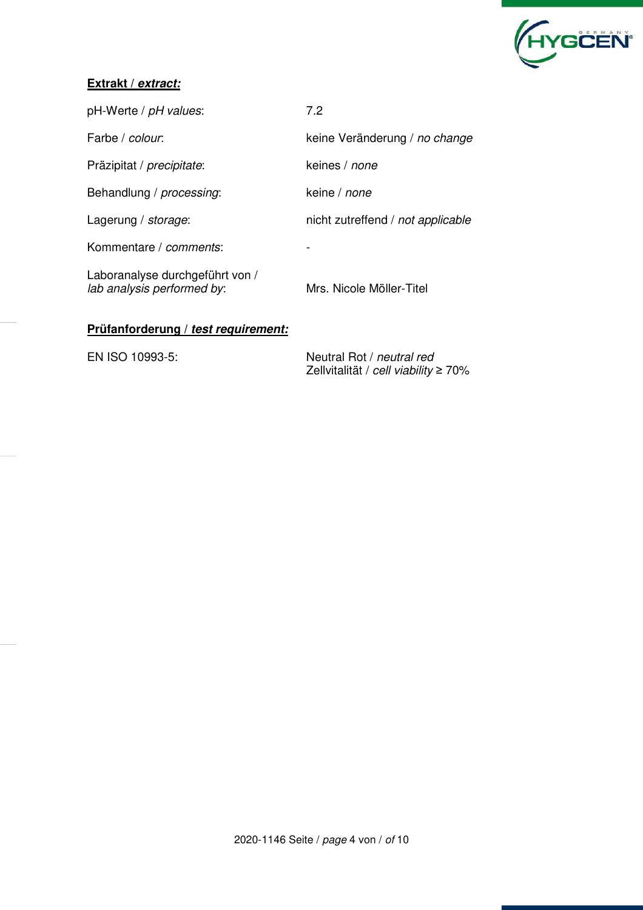**Extrakt / *extract:***

| | |
|---|---|
| pH-Werte / *pH values*: | 7.2 |
| Farbe / *colour*: | keine Veränderung / *no change* |
| Präzipitat / *precipitate*: | keines / *none* |
| Behandlung / *processing*: | keine / *none* |
| Lagerung / *storage*: | nicht zutreffend / *not applicable* |
| Kommentare / *comments*: | - |
| Laboranalyse durchgeführt von / *lab analysis performed by*: | Mrs. Nicole Möller-Titel |

**Prüfanforderung / *test requirement:***

| | |
|---|---|
| EN ISO 10993-5: | Neutral Rot / *neutral red*<br>Zellvitalität / *cell viability* ≥ 70% |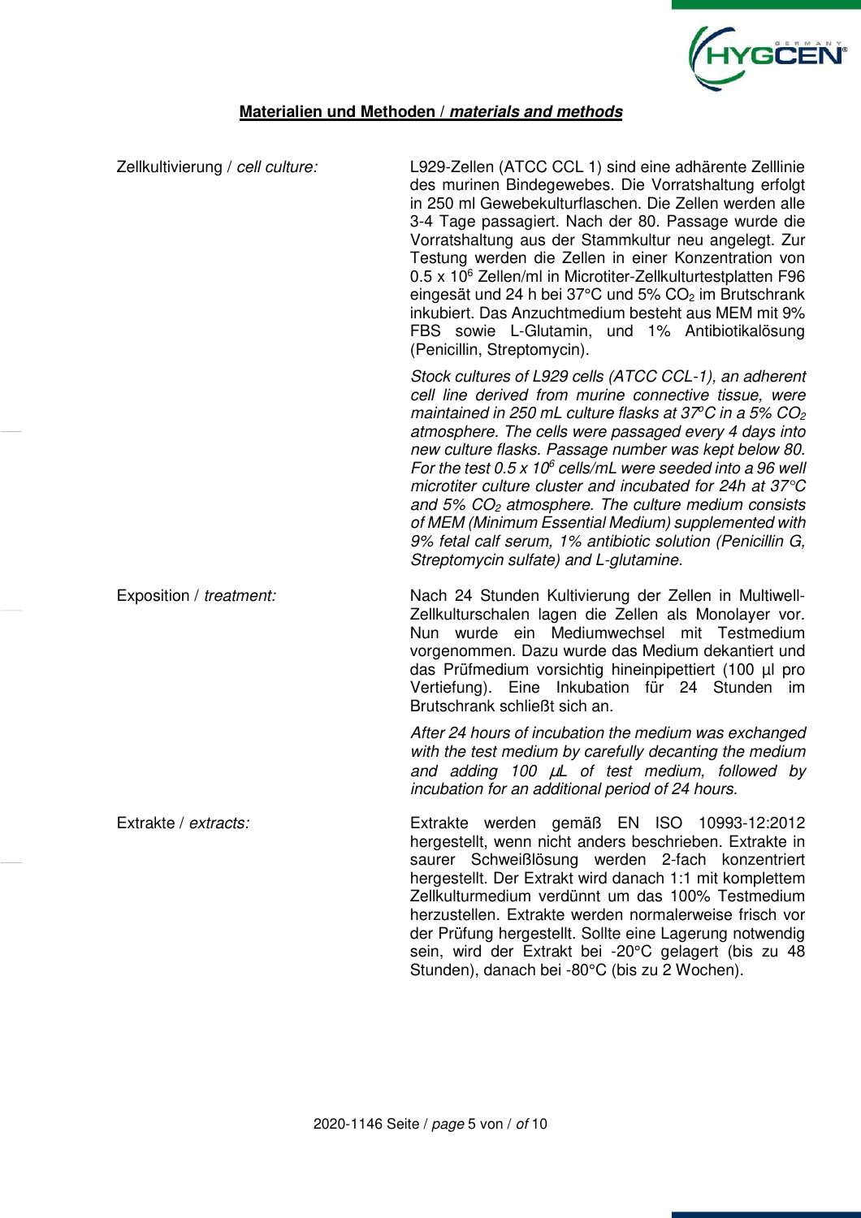**Materialien und Methoden / *materials and methods***

| | |
|---|---|
| Zellkultivierung / *cell culture:* | L929-Zellen (ATCC CCL 1) sind eine adhärente Zelllinie des murinen Bindegewebes. Die Vorratshaltung erfolgt in 250 ml Gewebekulturflaschen. Die Zellen werden alle 3-4 Tage passagiert. Nach der 80. Passage wurde die Vorratshaltung aus der Stammkultur neu angelegt. Zur Testung werden die Zellen in einer Konzentration von $0.5 \times 10^6$ Zellen/ml in Microtiter-Zellkulturtestplatten F96 eingesät und 24 h bei 37°C und 5% $CO_2$ im Brutschrank inkubiert. Das Anzuchtmedium besteht aus MEM mit 9% FBS sowie L-Glutamin, und 1% Antibiotikalösung (Penicillin, Streptomycin).<br><br>*Stock cultures of L929 cells (ATCC CCL-1), an adherent cell line derived from murine connective tissue, were maintained in 250 mL culture flasks at 37°C in a 5% $CO_2$ atmosphere. The cells were passaged every 4 days into new culture flasks. Passage number was kept below 80. For the test $0.5 \times 10^6$ cells/mL were seeded into a 96 well microtiter culture cluster and incubated for 24h at 37°C and 5% $CO_2$ atmosphere. The culture medium consists of MEM (Minimum Essential Medium) supplemented with 9% fetal calf serum, 1% antibiotic solution (Penicillin G, Streptomycin sulfate) and L-glutamine.* |
| Exposition / *treatment:* | Nach 24 Stunden Kultivierung der Zellen in Multiwell-Zellkulturschalen lagen die Zellen als Monolayer vor. Nun wurde ein Mediumwechsel mit Testmedium vorgenommen. Dazu wurde das Medium dekantiert und das Prüfmedium vorsichtig hineinpipettiert (100 µl pro Vertiefung). Eine Inkubation für 24 Stunden im Brutschrank schließt sich an.<br><br>*After 24 hours of incubation the medium was exchanged with the test medium by carefully decanting the medium and adding 100 µL of test medium, followed by incubation for an additional period of 24 hours.* |
| Extrakte / *extracts:* | Extrakte werden gemäß EN ISO 10993-12:2012 hergestellt, wenn nicht anders beschrieben. Extrakte in saurer Schweißlösung werden 2-fach konzentriert hergestellt. Der Extrakt wird danach 1:1 mit komplettem Zellkulturmedium verdünnt um das 100% Testmedium herzustellen. Extrakte werden normalerweise frisch vor der Prüfung hergestellt. Sollte eine Lagerung notwendig sein, wird der Extrakt bei -20°C gelagert (bis zu 48 Stunden), danach bei -80°C (bis zu 2 Wochen). |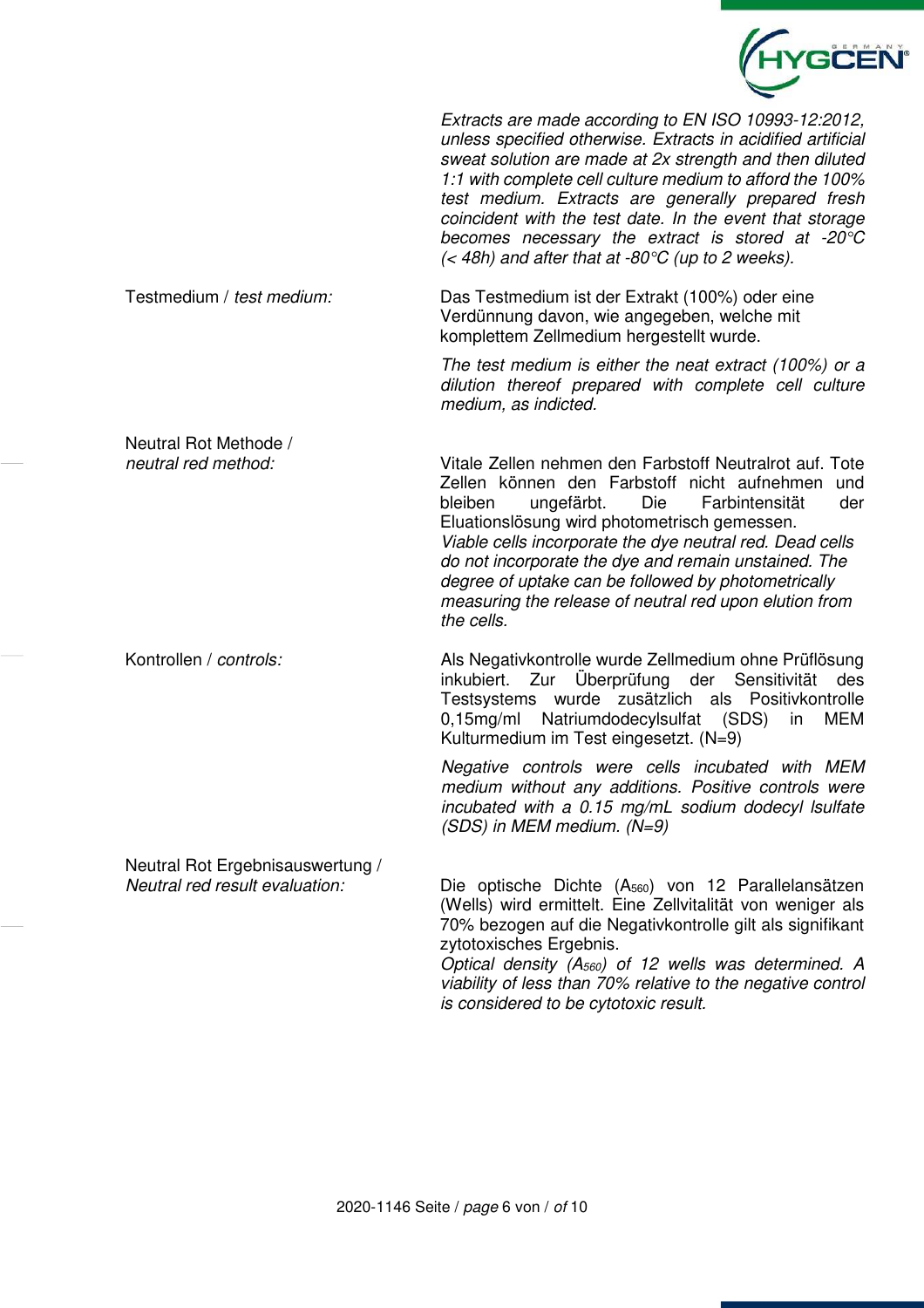*Extracts are made according to EN ISO 10993-12:2012, unless specified otherwise. Extracts in acidified artificial sweat solution are made at 2x strength and then diluted 1:1 with complete cell culture medium to afford the 100% test medium. Extracts are generally prepared fresh coincident with the test date. In the event that storage becomes necessary the extract is stored at -20°C (< 48h) and after that at -80°C (up to 2 weeks).*

**Testmedium / *test medium:***

Das Testmedium ist der Extrakt (100%) oder eine Verdünnung davon, wie angegeben, welche mit komplettem Zellmedium hergestellt wurde.

*The test medium is either the neat extract (100%) or a dilution thereof prepared with complete cell culture medium, as indicted.*

**Neutral Rot Methode / *neutral red method:***

Vitale Zellen nehmen den Farbstoff Neutralrot auf. Tote Zellen können den Farbstoff nicht aufnehmen und bleiben ungefärbt. Die Farbintensität der Eluationslösung wird photometrisch gemessen.
*Viable cells incorporate the dye neutral red. Dead cells do not incorporate the dye and remain unstained. The degree of uptake can be followed by photometrically measuring the release of neutral red upon elution from the cells.*

**Kontrollen / *controls:***

Als Negativkontrolle wurde Zellmedium ohne Prüflösung inkubiert. Zur Überprüfung der Sensitivität des Testsystems wurde zusätzlich als Positivkontrolle 0,15mg/ml Natriumdodecylsulfat (SDS) in MEM Kulturmedium im Test eingesetzt. (N=9)

*Negative controls were cells incubated with MEM medium without any additions. Positive controls were incubated with a 0.15 mg/mL sodium dodecyl lsulfate (SDS) in MEM medium. (N=9)*

**Neutral Rot Ergebnisauswertung / *Neutral red result evaluation:***

Die optische Dichte ($A_{560}$) von 12 Parallelansätzen (Wells) wird ermittelt. Eine Zellvitalität von weniger als 70% bezogen auf die Negativkontrolle gilt als signifikant zytotoxisches Ergebnis.
*Optical density ($A_{560}$) of 12 wells was determined. A viability of less than 70% relative to the negative control is considered to be cytotoxic result.*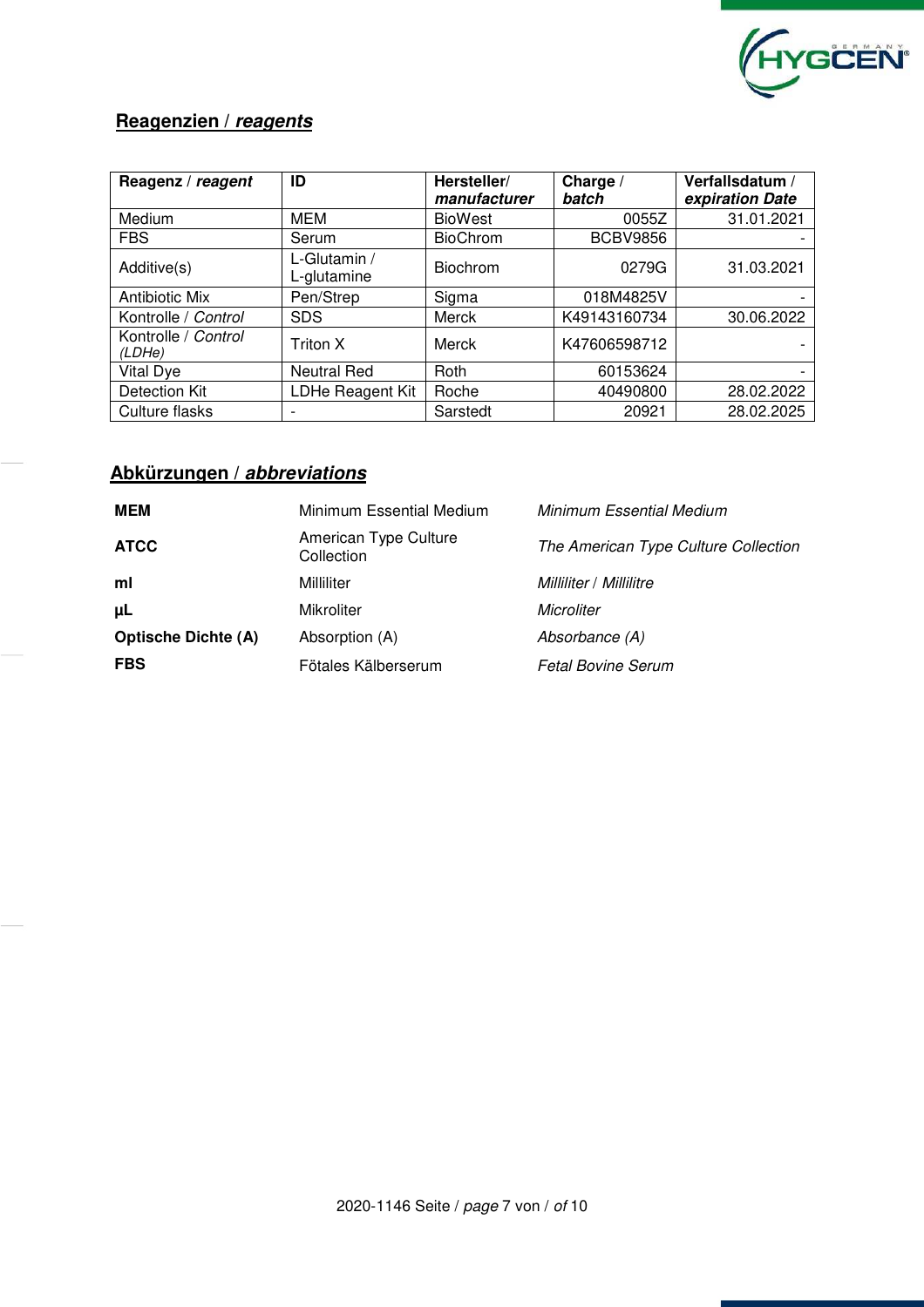## Reagenzien / *reagents*

| Reagenz / *reagent* | ID | Hersteller/ *manufacturer* | Charge / *batch* | Verfallsdatum / *expiration Date* |
|---|---|---|---|---|
| Medium | MEM | BioWest | 0055Z | 31.01.2021 |
| FBS | Serum | BioChrom | BCBV9856 | - |
| Additive(s) | L-Glutamin / L-glutamine | Biochrom | 0279G | 31.03.2021 |
| Antibiotic Mix | Pen/Strep | Sigma | 018M4825V | - |
| Kontrolle / *Control* | SDS | Merck | K49143160734 | 30.06.2022 |
| Kontrolle / *Control (LDHe)* | Triton X | Merck | K47606598712 | - |
| Vital Dye | Neutral Red | Roth | 60153624 | - |
| Detection Kit | LDHe Reagent Kit | Roche | 40490800 | 28.02.2022 |
| Culture flasks | - | Sarstedt | 20921 | 28.02.2025 |

## Abkürzungen / *abbreviations*

| | | |
|---|---|---|
| **MEM** | Minimum Essential Medium | *Minimum Essential Medium* |
| **ATCC** | American Type Culture Collection | *The American Type Culture Collection* |
| **ml** | Milliliter | *Milliliter* / *Millilitre* |
| **µL** | Mikroliter | *Microliter* |
| **Optische Dichte (A)** | Absorption (A) | *Absorbance (A)* |
| **FBS** | Fötales Kälberserum | *Fetal Bovine Serum* |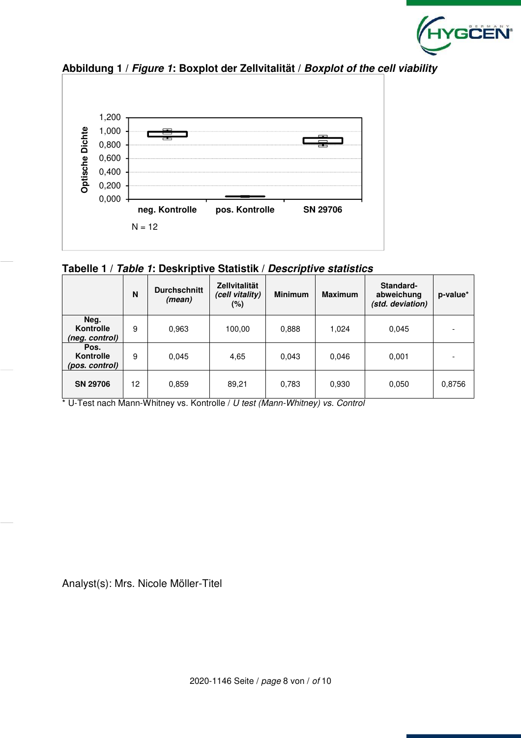**Abbildung 1 / *Figure 1*: Boxplot der Zellvitalität / *Boxplot of the cell viability***

Optische Dichte

1,200
1,000
0,800
0,600
0,400
0,200
0,000

neg. Kontrolle | pos. Kontrolle | SN 29706

N = 12

**Tabelle 1 / *Table 1*: Deskriptive Statistik / *Descriptive statistics***

| | N | Durchschnitt *(mean)* | Zellvitalität *(cell vitality)* (%) | Minimum | Maximum | Standard-abweichung *(std. deviation)* | p-value* |
|---|---|---|---|---|---|---|---|
| **Neg. Kontrolle *(neg. control)*** | 9 | 0,963 | 100,00 | 0,888 | 1,024 | 0,045 | - |
| **Pos. Kontrolle *(pos. control)*** | 9 | 0,045 | 4,65 | 0,043 | 0,046 | 0,001 | - |
| **SN 29706** | 12 | 0,859 | 89,21 | 0,783 | 0,930 | 0,050 | 0,8756 |

* U-Test nach Mann-Whitney vs. Kontrolle / *U test (Mann-Whitney) vs. Control*

Analyst(s): Mrs. Nicole Möller-Titel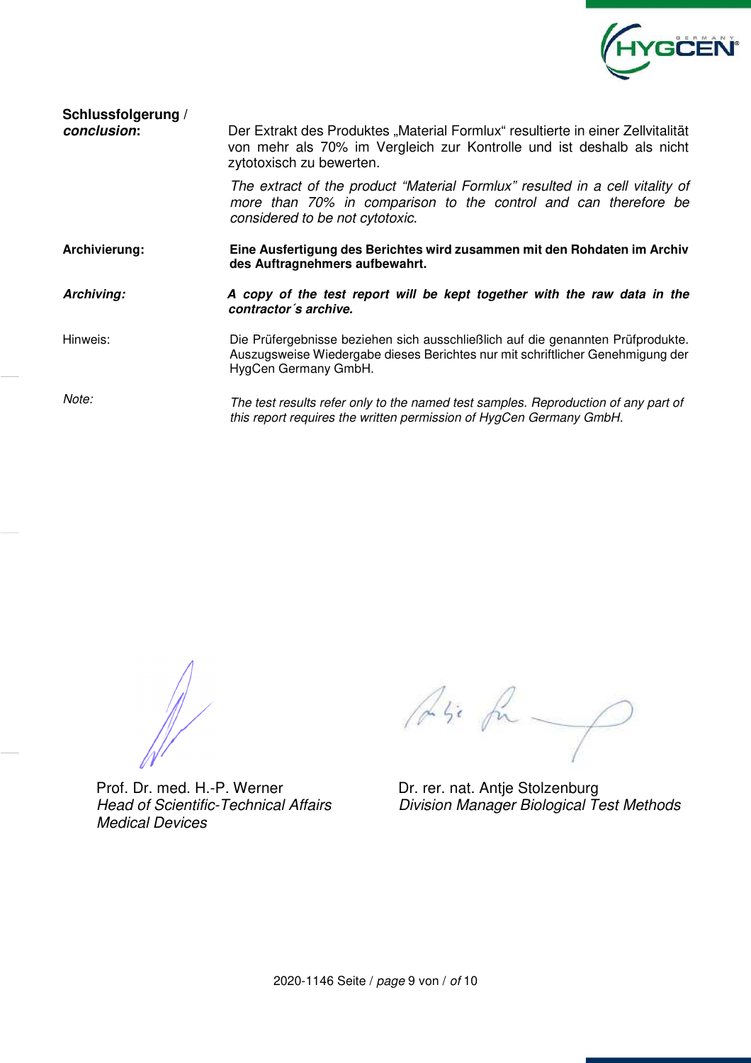**Schlussfolgerung /**
***conclusion*:**

Der Extrakt des Produktes „Material Formlux" resultierte in einer Zellvitalität von mehr als 70% im Vergleich zur Kontrolle und ist deshalb als nicht zytotoxisch zu bewerten.

*The extract of the product "Material Formlux" resulted in a cell vitality of more than 70% in comparison to the control and can therefore be considered to be not cytotoxic.*

**Archivierung:** **Eine Ausfertigung des Berichtes wird zusammen mit den Rohdaten im Archiv des Auftragnehmers aufbewahrt.**

***Archiving:*** ***A copy of the test report will be kept together with the raw data in the contractor´s archive.***

Hinweis: Die Prüfergebnisse beziehen sich ausschließlich auf die genannten Prüfprodukte. Auszugsweise Wiedergabe dieses Berichtes nur mit schriftlicher Genehmigung der HygCen Germany GmbH.

*Note:* *The test results refer only to the named test samples. Reproduction of any part of this report requires the written permission of HygCen Germany GmbH.*

Prof. Dr. med. H.-P. Werner
*Head of Scientific-Technical Affairs*
*Medical Devices*

Dr. rer. nat. Antje Stolzenburg
*Division Manager Biological Test Methods*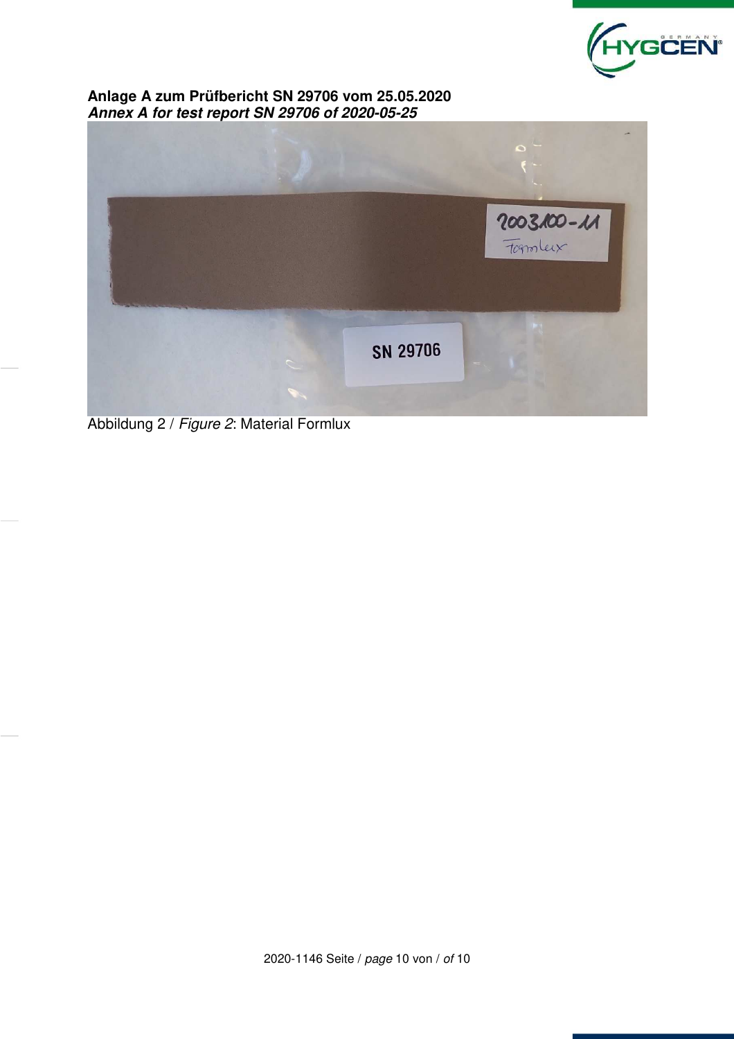**Anlage A zum Prüfbericht SN 29706 vom 25.05.2020**
***Annex A for test report SN 29706 of 2020-05-25***

Abbildung 2 / *Figure 2*: Material Formlux